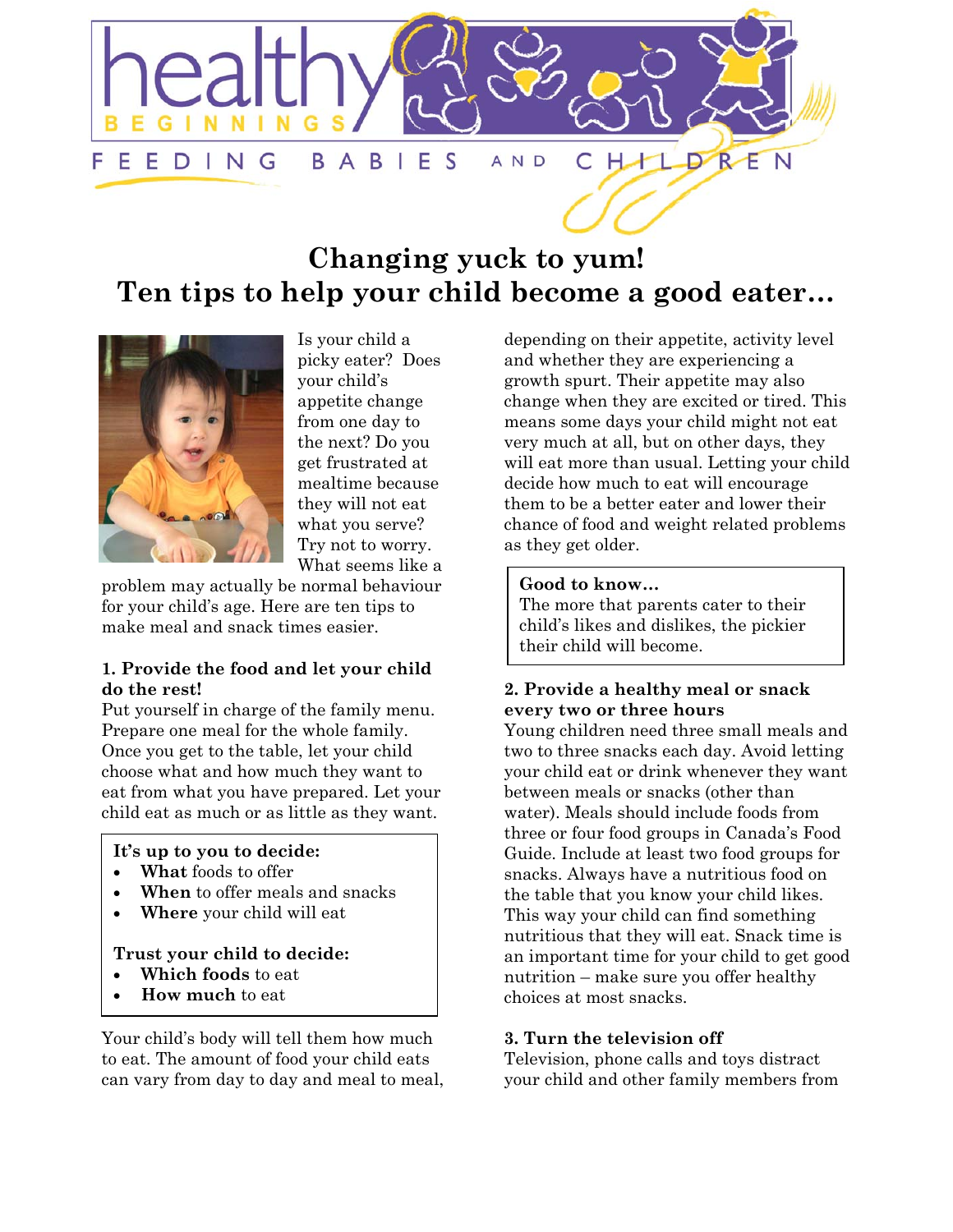# healthy BEGINNINGS

FEEDING BABIES AND CHILDREN

# Changing yuck to yum!
# Ten tips to help your child become a good eater…

Is your child a picky eater? Does your child's appetite change from one day to the next? Do you get frustrated at mealtime because they will not eat what you serve? Try not to worry. What seems like a problem may actually be normal behaviour for your child's age. Here are ten tips to make meal and snack times easier.

### 1. Provide the food and let your child do the rest!

Put yourself in charge of the family menu. Prepare one meal for the whole family. Once you get to the table, let your child choose what and how much they want to eat from what you have prepared. Let your child eat as much or as little as they want.

**It's up to you to decide:**

- **What** foods to offer
- **When** to offer meals and snacks
- **Where** your child will eat

**Trust your child to decide:**

- **Which foods** to eat
- **How much** to eat

Your child's body will tell them how much to eat. The amount of food your child eats can vary from day to day and meal to meal, depending on their appetite, activity level and whether they are experiencing a growth spurt. Their appetite may also change when they are excited or tired. This means some days your child might not eat very much at all, but on other days, they will eat more than usual. Letting your child decide how much to eat will encourage them to be a better eater and lower their chance of food and weight related problems as they get older.

**Good to know…**
The more that parents cater to their child's likes and dislikes, the pickier their child will become.

### 2. Provide a healthy meal or snack every two or three hours

Young children need three small meals and two to three snacks each day. Avoid letting your child eat or drink whenever they want between meals or snacks (other than water). Meals should include foods from three or four food groups in Canada's Food Guide. Include at least two food groups for snacks. Always have a nutritious food on the table that you know your child likes. This way your child can find something nutritious that they will eat. Snack time is an important time for your child to get good nutrition – make sure you offer healthy choices at most snacks.

### 3. Turn the television off

Television, phone calls and toys distract your child and other family members from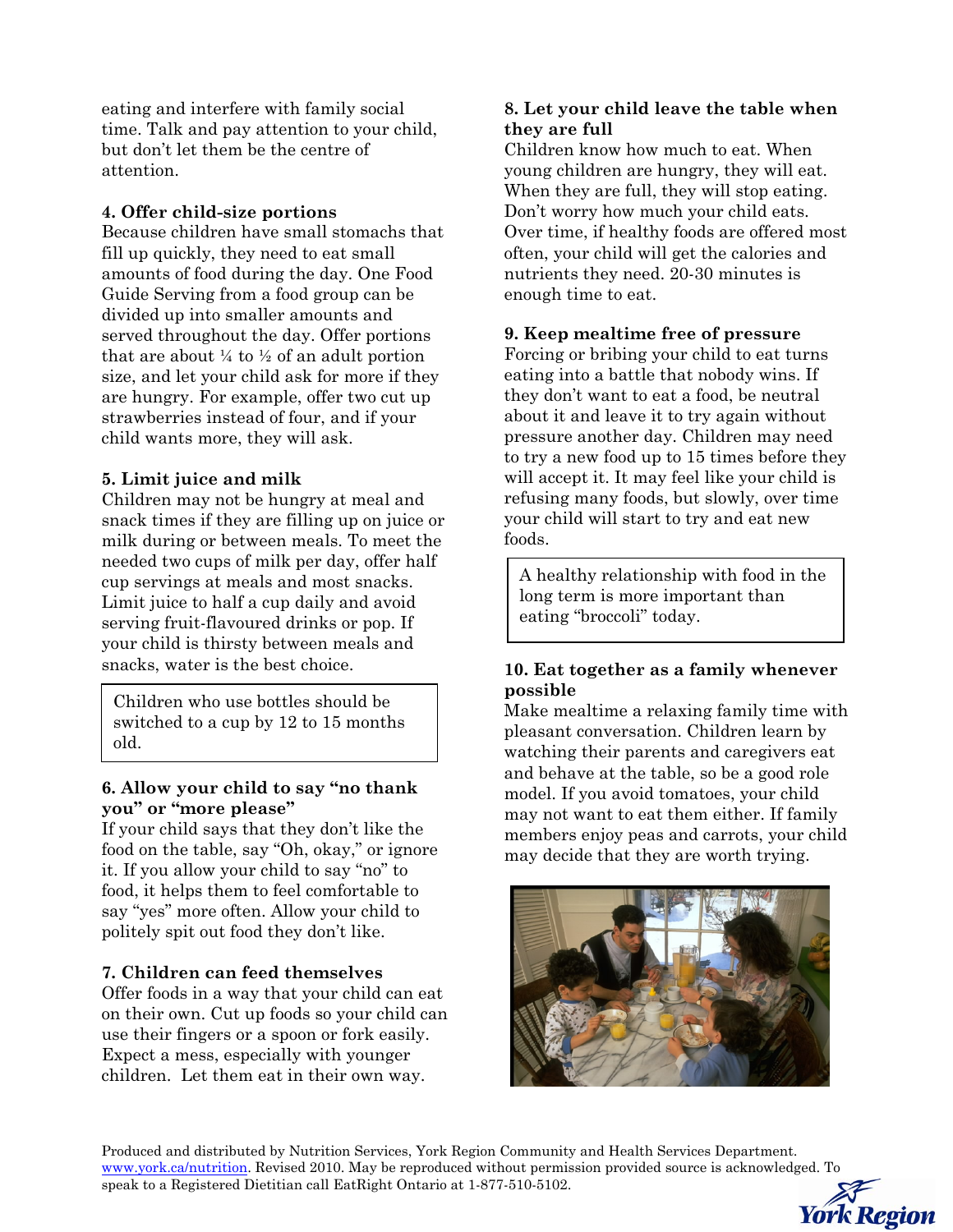eating and interfere with family social time. Talk and pay attention to your child, but don't let them be the centre of attention.

**4. Offer child-size portions**

Because children have small stomachs that fill up quickly, they need to eat small amounts of food during the day. One Food Guide Serving from a food group can be divided up into smaller amounts and served throughout the day. Offer portions that are about ¼ to ½ of an adult portion size, and let your child ask for more if they are hungry. For example, offer two cut up strawberries instead of four, and if your child wants more, they will ask.

**5. Limit juice and milk**

Children may not be hungry at meal and snack times if they are filling up on juice or milk during or between meals. To meet the needed two cups of milk per day, offer half cup servings at meals and most snacks. Limit juice to half a cup daily and avoid serving fruit-flavoured drinks or pop. If your child is thirsty between meals and snacks, water is the best choice.

> Children who use bottles should be switched to a cup by 12 to 15 months old.

**6. Allow your child to say "no thank you" or "more please"**

If your child says that they don't like the food on the table, say "Oh, okay," or ignore it. If you allow your child to say "no" to food, it helps them to feel comfortable to say "yes" more often. Allow your child to politely spit out food they don't like.

**7. Children can feed themselves**

Offer foods in a way that your child can eat on their own. Cut up foods so your child can use their fingers or a spoon or fork easily. Expect a mess, especially with younger children. Let them eat in their own way.

**8. Let your child leave the table when they are full**

Children know how much to eat. When young children are hungry, they will eat. When they are full, they will stop eating. Don't worry how much your child eats. Over time, if healthy foods are offered most often, your child will get the calories and nutrients they need. 20-30 minutes is enough time to eat.

**9. Keep mealtime free of pressure**

Forcing or bribing your child to eat turns eating into a battle that nobody wins. If they don't want to eat a food, be neutral about it and leave it to try again without pressure another day. Children may need to try a new food up to 15 times before they will accept it. It may feel like your child is refusing many foods, but slowly, over time your child will start to try and eat new foods.

> A healthy relationship with food in the long term is more important than eating "broccoli" today.

**10. Eat together as a family whenever possible**

Make mealtime a relaxing family time with pleasant conversation. Children learn by watching their parents and caregivers eat and behave at the table, so be a good role model. If you avoid tomatoes, your child may not want to eat them either. If family members enjoy peas and carrots, your child may decide that they are worth trying.

Produced and distributed by Nutrition Services, York Region Community and Health Services Department. www.york.ca/nutrition. Revised 2010. May be reproduced without permission provided source is acknowledged. To speak to a Registered Dietitian call EatRight Ontario at 1-877-510-5102.

York Region